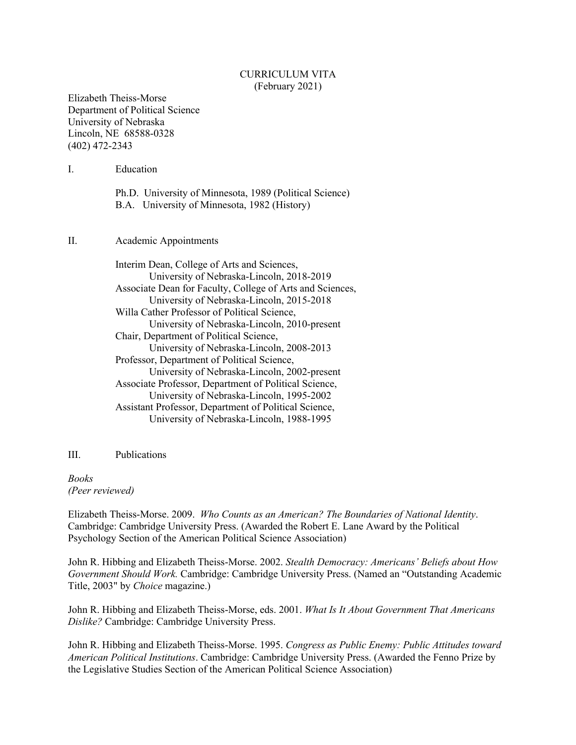# CURRICULUM VITA
(February 2021)

Elizabeth Theiss-Morse
Department of Political Science
University of Nebraska
Lincoln, NE 68588-0328
(402) 472-2343

## I. Education

Ph.D. University of Minnesota, 1989 (Political Science)
B.A. University of Minnesota, 1982 (History)

## II. Academic Appointments

Interim Dean, College of Arts and Sciences,
University of Nebraska-Lincoln, 2018-2019
Associate Dean for Faculty, College of Arts and Sciences,
University of Nebraska-Lincoln, 2015-2018
Willa Cather Professor of Political Science,
University of Nebraska-Lincoln, 2010-present
Chair, Department of Political Science,
University of Nebraska-Lincoln, 2008-2013
Professor, Department of Political Science,
University of Nebraska-Lincoln, 2002-present
Associate Professor, Department of Political Science,
University of Nebraska-Lincoln, 1995-2002
Assistant Professor, Department of Political Science,
University of Nebraska-Lincoln, 1988-1995

## III. Publications

*Books*
*(Peer reviewed)*

Elizabeth Theiss-Morse. 2009. *Who Counts as an American? The Boundaries of National Identity*. Cambridge: Cambridge University Press. (Awarded the Robert E. Lane Award by the Political Psychology Section of the American Political Science Association)

John R. Hibbing and Elizabeth Theiss-Morse. 2002. *Stealth Democracy: Americans' Beliefs about How Government Should Work.* Cambridge: Cambridge University Press. (Named an "Outstanding Academic Title, 2003" by *Choice* magazine.)

John R. Hibbing and Elizabeth Theiss-Morse, eds. 2001. *What Is It About Government That Americans Dislike?* Cambridge: Cambridge University Press.

John R. Hibbing and Elizabeth Theiss-Morse. 1995. *Congress as Public Enemy: Public Attitudes toward American Political Institutions*. Cambridge: Cambridge University Press. (Awarded the Fenno Prize by the Legislative Studies Section of the American Political Science Association)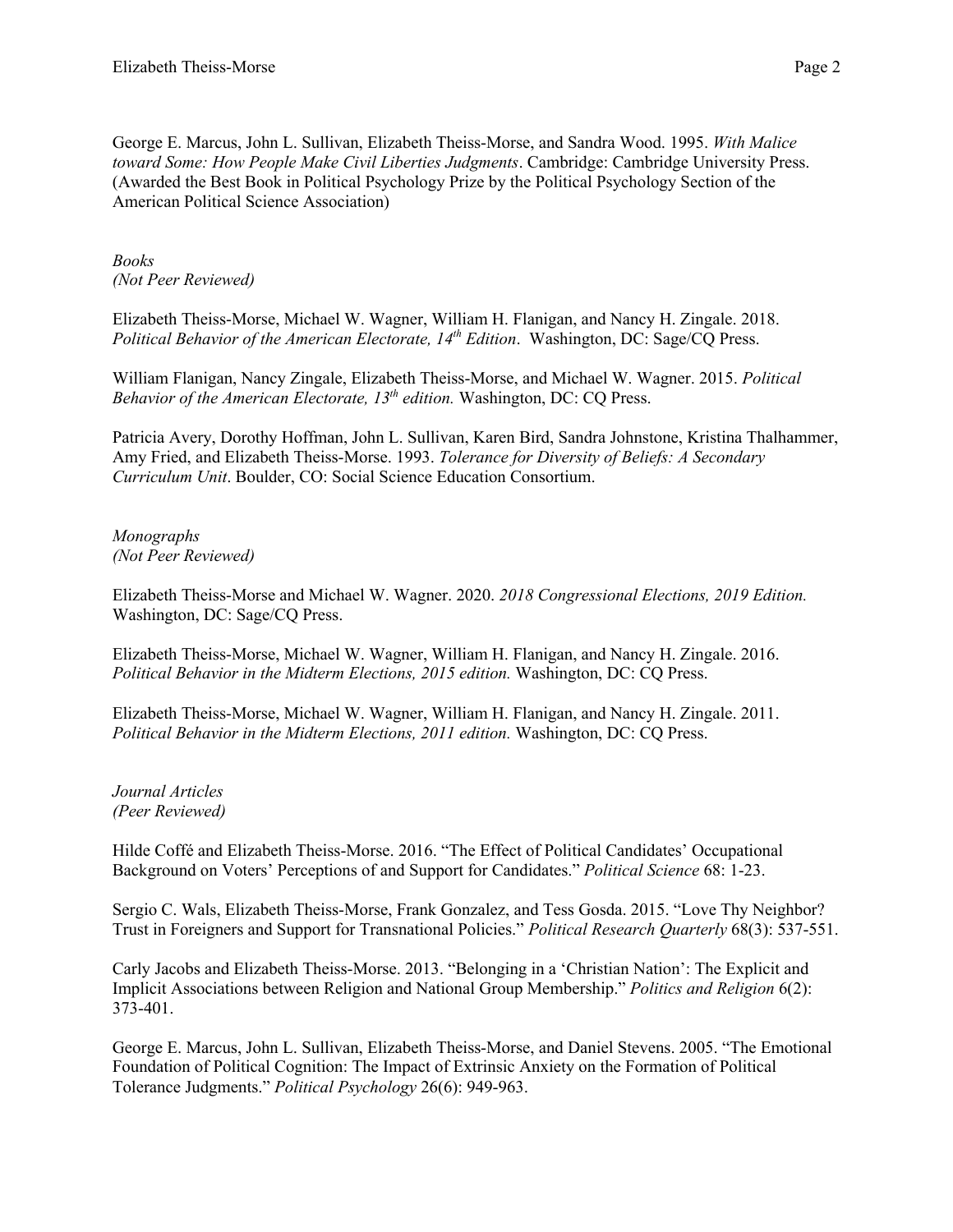George E. Marcus, John L. Sullivan, Elizabeth Theiss-Morse, and Sandra Wood. 1995. *With Malice toward Some: How People Make Civil Liberties Judgments*. Cambridge: Cambridge University Press. (Awarded the Best Book in Political Psychology Prize by the Political Psychology Section of the American Political Science Association)

*Books*
*(Not Peer Reviewed)*

Elizabeth Theiss-Morse, Michael W. Wagner, William H. Flanigan, and Nancy H. Zingale. 2018. *Political Behavior of the American Electorate, 14th Edition*. Washington, DC: Sage/CQ Press.

William Flanigan, Nancy Zingale, Elizabeth Theiss-Morse, and Michael W. Wagner. 2015. *Political Behavior of the American Electorate, 13th edition.* Washington, DC: CQ Press.

Patricia Avery, Dorothy Hoffman, John L. Sullivan, Karen Bird, Sandra Johnstone, Kristina Thalhammer, Amy Fried, and Elizabeth Theiss-Morse. 1993. *Tolerance for Diversity of Beliefs: A Secondary Curriculum Unit*. Boulder, CO: Social Science Education Consortium.

*Monographs*
*(Not Peer Reviewed)*

Elizabeth Theiss-Morse and Michael W. Wagner. 2020. *2018 Congressional Elections, 2019 Edition.* Washington, DC: Sage/CQ Press.

Elizabeth Theiss-Morse, Michael W. Wagner, William H. Flanigan, and Nancy H. Zingale. 2016. *Political Behavior in the Midterm Elections, 2015 edition.* Washington, DC: CQ Press.

Elizabeth Theiss-Morse, Michael W. Wagner, William H. Flanigan, and Nancy H. Zingale. 2011. *Political Behavior in the Midterm Elections, 2011 edition.* Washington, DC: CQ Press.

*Journal Articles*
*(Peer Reviewed)*

Hilde Coffé and Elizabeth Theiss-Morse. 2016. "The Effect of Political Candidates' Occupational Background on Voters' Perceptions of and Support for Candidates." *Political Science* 68: 1-23.

Sergio C. Wals, Elizabeth Theiss-Morse, Frank Gonzalez, and Tess Gosda. 2015. "Love Thy Neighbor? Trust in Foreigners and Support for Transnational Policies." *Political Research Quarterly* 68(3): 537-551.

Carly Jacobs and Elizabeth Theiss-Morse. 2013. "Belonging in a 'Christian Nation': The Explicit and Implicit Associations between Religion and National Group Membership." *Politics and Religion* 6(2): 373-401.

George E. Marcus, John L. Sullivan, Elizabeth Theiss-Morse, and Daniel Stevens. 2005. "The Emotional Foundation of Political Cognition: The Impact of Extrinsic Anxiety on the Formation of Political Tolerance Judgments." *Political Psychology* 26(6): 949-963.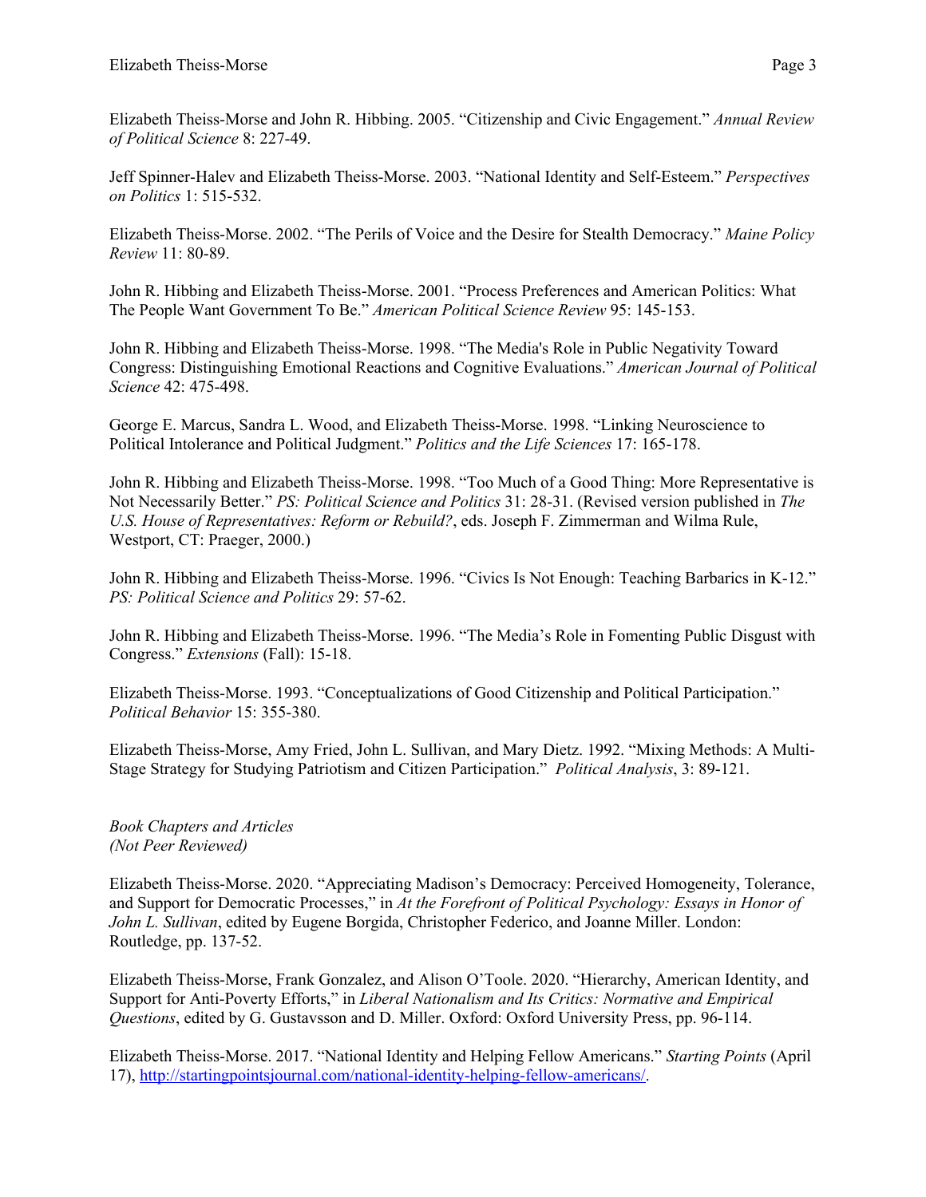Elizabeth Theiss-Morse and John R. Hibbing. 2005. "Citizenship and Civic Engagement." *Annual Review of Political Science* 8: 227-49.

Jeff Spinner-Halev and Elizabeth Theiss-Morse. 2003. "National Identity and Self-Esteem." *Perspectives on Politics* 1: 515-532.

Elizabeth Theiss-Morse. 2002. "The Perils of Voice and the Desire for Stealth Democracy." *Maine Policy Review* 11: 80-89.

John R. Hibbing and Elizabeth Theiss-Morse. 2001. "Process Preferences and American Politics: What The People Want Government To Be." *American Political Science Review* 95: 145-153.

John R. Hibbing and Elizabeth Theiss-Morse. 1998. "The Media's Role in Public Negativity Toward Congress: Distinguishing Emotional Reactions and Cognitive Evaluations." *American Journal of Political Science* 42: 475-498.

George E. Marcus, Sandra L. Wood, and Elizabeth Theiss-Morse. 1998. "Linking Neuroscience to Political Intolerance and Political Judgment." *Politics and the Life Sciences* 17: 165-178.

John R. Hibbing and Elizabeth Theiss-Morse. 1998. "Too Much of a Good Thing: More Representative is Not Necessarily Better." *PS: Political Science and Politics* 31: 28-31. (Revised version published in *The U.S. House of Representatives: Reform or Rebuild?*, eds. Joseph F. Zimmerman and Wilma Rule, Westport, CT: Praeger, 2000.)

John R. Hibbing and Elizabeth Theiss-Morse. 1996. "Civics Is Not Enough: Teaching Barbarics in K-12." *PS: Political Science and Politics* 29: 57-62.

John R. Hibbing and Elizabeth Theiss-Morse. 1996. "The Media's Role in Fomenting Public Disgust with Congress." *Extensions* (Fall): 15-18.

Elizabeth Theiss-Morse. 1993. "Conceptualizations of Good Citizenship and Political Participation." *Political Behavior* 15: 355-380.

Elizabeth Theiss-Morse, Amy Fried, John L. Sullivan, and Mary Dietz. 1992. "Mixing Methods: A Multi-Stage Strategy for Studying Patriotism and Citizen Participation." *Political Analysis*, 3: 89-121.

*Book Chapters and Articles*
*(Not Peer Reviewed)*

Elizabeth Theiss-Morse. 2020. "Appreciating Madison's Democracy: Perceived Homogeneity, Tolerance, and Support for Democratic Processes," in *At the Forefront of Political Psychology: Essays in Honor of John L. Sullivan*, edited by Eugene Borgida, Christopher Federico, and Joanne Miller. London: Routledge, pp. 137-52.

Elizabeth Theiss-Morse, Frank Gonzalez, and Alison O'Toole. 2020. "Hierarchy, American Identity, and Support for Anti-Poverty Efforts," in *Liberal Nationalism and Its Critics: Normative and Empirical Questions*, edited by G. Gustavsson and D. Miller. Oxford: Oxford University Press, pp. 96-114.

Elizabeth Theiss-Morse. 2017. "National Identity and Helping Fellow Americans." *Starting Points* (April 17), http://startingpointsjournal.com/national-identity-helping-fellow-americans/.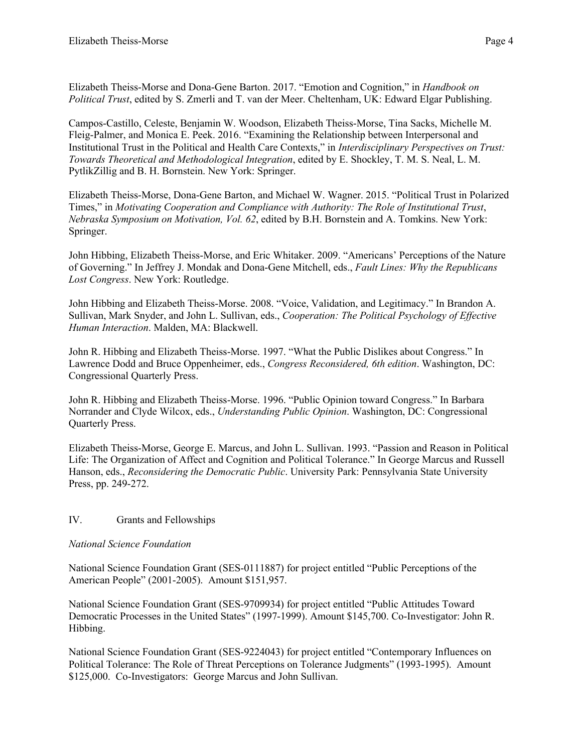Elizabeth Theiss-Morse and Dona-Gene Barton. 2017. "Emotion and Cognition," in *Handbook on Political Trust*, edited by S. Zmerli and T. van der Meer. Cheltenham, UK: Edward Elgar Publishing.

Campos-Castillo, Celeste, Benjamin W. Woodson, Elizabeth Theiss-Morse, Tina Sacks, Michelle M. Fleig-Palmer, and Monica E. Peek. 2016. "Examining the Relationship between Interpersonal and Institutional Trust in the Political and Health Care Contexts," in *Interdisciplinary Perspectives on Trust: Towards Theoretical and Methodological Integration*, edited by E. Shockley, T. M. S. Neal, L. M. PytlikZillig and B. H. Bornstein. New York: Springer.

Elizabeth Theiss-Morse, Dona-Gene Barton, and Michael W. Wagner. 2015. "Political Trust in Polarized Times," in *Motivating Cooperation and Compliance with Authority: The Role of Institutional Trust, Nebraska Symposium on Motivation, Vol. 62*, edited by B.H. Bornstein and A. Tomkins. New York: Springer.

John Hibbing, Elizabeth Theiss-Morse, and Eric Whitaker. 2009. "Americans' Perceptions of the Nature of Governing." In Jeffrey J. Mondak and Dona-Gene Mitchell, eds., *Fault Lines: Why the Republicans Lost Congress*. New York: Routledge.

John Hibbing and Elizabeth Theiss-Morse. 2008. "Voice, Validation, and Legitimacy." In Brandon A. Sullivan, Mark Snyder, and John L. Sullivan, eds., *Cooperation: The Political Psychology of Effective Human Interaction*. Malden, MA: Blackwell.

John R. Hibbing and Elizabeth Theiss-Morse. 1997. "What the Public Dislikes about Congress." In Lawrence Dodd and Bruce Oppenheimer, eds., *Congress Reconsidered, 6th edition*. Washington, DC: Congressional Quarterly Press.

John R. Hibbing and Elizabeth Theiss-Morse. 1996. "Public Opinion toward Congress." In Barbara Norrander and Clyde Wilcox, eds., *Understanding Public Opinion*. Washington, DC: Congressional Quarterly Press.

Elizabeth Theiss-Morse, George E. Marcus, and John L. Sullivan. 1993. "Passion and Reason in Political Life: The Organization of Affect and Cognition and Political Tolerance." In George Marcus and Russell Hanson, eds., *Reconsidering the Democratic Public*. University Park: Pennsylvania State University Press, pp. 249-272.

## IV. Grants and Fellowships

*National Science Foundation*

National Science Foundation Grant (SES-0111887) for project entitled "Public Perceptions of the American People" (2001-2005). Amount $151,957.

National Science Foundation Grant (SES-9709934) for project entitled "Public Attitudes Toward Democratic Processes in the United States" (1997-1999). Amount $145,700. Co-Investigator: John R. Hibbing.

National Science Foundation Grant (SES-9224043) for project entitled "Contemporary Influences on Political Tolerance: The Role of Threat Perceptions on Tolerance Judgments" (1993-1995). Amount $125,000. Co-Investigators: George Marcus and John Sullivan.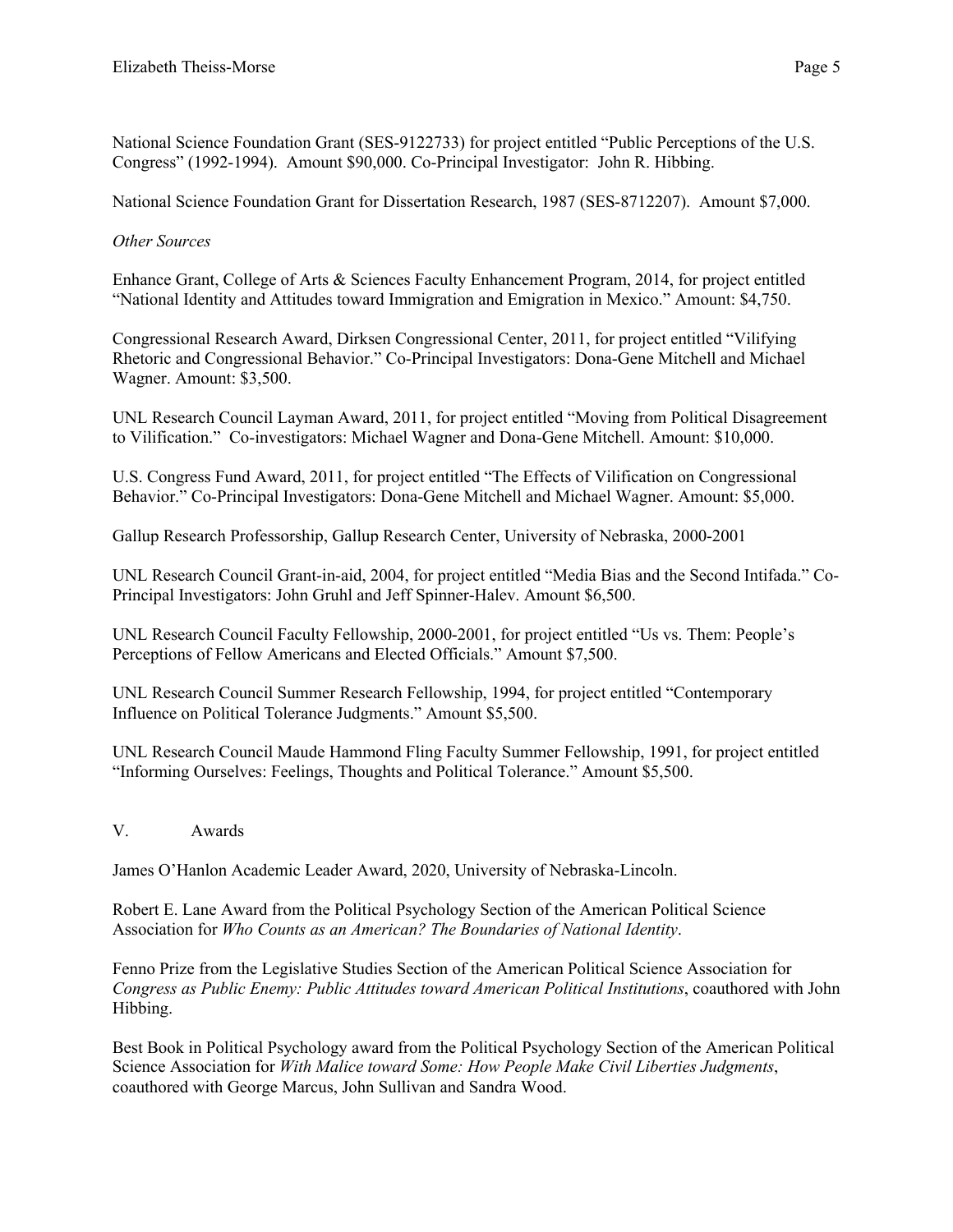National Science Foundation Grant (SES-9122733) for project entitled "Public Perceptions of the U.S. Congress" (1992-1994). Amount $90,000. Co-Principal Investigator: John R. Hibbing.

National Science Foundation Grant for Dissertation Research, 1987 (SES-8712207). Amount $7,000.

*Other Sources*

Enhance Grant, College of Arts & Sciences Faculty Enhancement Program, 2014, for project entitled "National Identity and Attitudes toward Immigration and Emigration in Mexico." Amount: $4,750.

Congressional Research Award, Dirksen Congressional Center, 2011, for project entitled "Vilifying Rhetoric and Congressional Behavior." Co-Principal Investigators: Dona-Gene Mitchell and Michael Wagner. Amount: $3,500.

UNL Research Council Layman Award, 2011, for project entitled "Moving from Political Disagreement to Vilification." Co-investigators: Michael Wagner and Dona-Gene Mitchell. Amount: $10,000.

U.S. Congress Fund Award, 2011, for project entitled "The Effects of Vilification on Congressional Behavior." Co-Principal Investigators: Dona-Gene Mitchell and Michael Wagner. Amount: $5,000.

Gallup Research Professorship, Gallup Research Center, University of Nebraska, 2000-2001

UNL Research Council Grant-in-aid, 2004, for project entitled "Media Bias and the Second Intifada." Co-Principal Investigators: John Gruhl and Jeff Spinner-Halev. Amount $6,500.

UNL Research Council Faculty Fellowship, 2000-2001, for project entitled "Us vs. Them: People's Perceptions of Fellow Americans and Elected Officials." Amount $7,500.

UNL Research Council Summer Research Fellowship, 1994, for project entitled "Contemporary Influence on Political Tolerance Judgments." Amount $5,500.

UNL Research Council Maude Hammond Fling Faculty Summer Fellowship, 1991, for project entitled "Informing Ourselves: Feelings, Thoughts and Political Tolerance." Amount $5,500.

## V. Awards

James O'Hanlon Academic Leader Award, 2020, University of Nebraska-Lincoln.

Robert E. Lane Award from the Political Psychology Section of the American Political Science Association for *Who Counts as an American? The Boundaries of National Identity*.

Fenno Prize from the Legislative Studies Section of the American Political Science Association for *Congress as Public Enemy: Public Attitudes toward American Political Institutions*, coauthored with John Hibbing.

Best Book in Political Psychology award from the Political Psychology Section of the American Political Science Association for *With Malice toward Some: How People Make Civil Liberties Judgments*, coauthored with George Marcus, John Sullivan and Sandra Wood.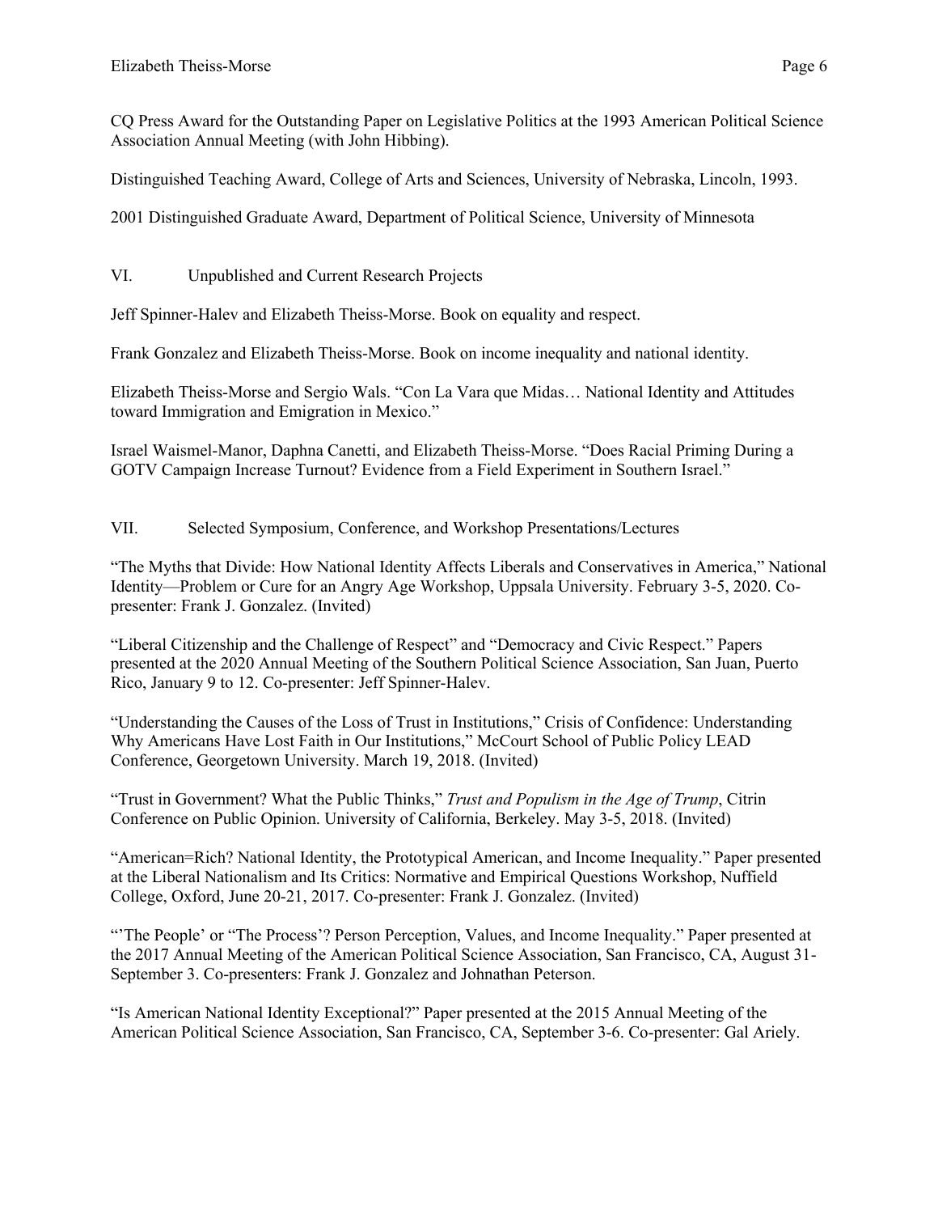CQ Press Award for the Outstanding Paper on Legislative Politics at the 1993 American Political Science Association Annual Meeting (with John Hibbing).

Distinguished Teaching Award, College of Arts and Sciences, University of Nebraska, Lincoln, 1993.

2001 Distinguished Graduate Award, Department of Political Science, University of Minnesota

## VI. Unpublished and Current Research Projects

Jeff Spinner-Halev and Elizabeth Theiss-Morse. Book on equality and respect.

Frank Gonzalez and Elizabeth Theiss-Morse. Book on income inequality and national identity.

Elizabeth Theiss-Morse and Sergio Wals. "Con La Vara que Midas… National Identity and Attitudes toward Immigration and Emigration in Mexico."

Israel Waismel-Manor, Daphna Canetti, and Elizabeth Theiss-Morse. "Does Racial Priming During a GOTV Campaign Increase Turnout? Evidence from a Field Experiment in Southern Israel."

## VII. Selected Symposium, Conference, and Workshop Presentations/Lectures

"The Myths that Divide: How National Identity Affects Liberals and Conservatives in America," National Identity—Problem or Cure for an Angry Age Workshop, Uppsala University. February 3-5, 2020. Co-presenter: Frank J. Gonzalez. (Invited)

"Liberal Citizenship and the Challenge of Respect" and "Democracy and Civic Respect." Papers presented at the 2020 Annual Meeting of the Southern Political Science Association, San Juan, Puerto Rico, January 9 to 12. Co-presenter: Jeff Spinner-Halev.

"Understanding the Causes of the Loss of Trust in Institutions," Crisis of Confidence: Understanding Why Americans Have Lost Faith in Our Institutions," McCourt School of Public Policy LEAD Conference, Georgetown University. March 19, 2018. (Invited)

"Trust in Government? What the Public Thinks," *Trust and Populism in the Age of Trump*, Citrin Conference on Public Opinion. University of California, Berkeley. May 3-5, 2018. (Invited)

"American=Rich? National Identity, the Prototypical American, and Income Inequality." Paper presented at the Liberal Nationalism and Its Critics: Normative and Empirical Questions Workshop, Nuffield College, Oxford, June 20-21, 2017. Co-presenter: Frank J. Gonzalez. (Invited)

"'The People' or "The Process'? Person Perception, Values, and Income Inequality." Paper presented at the 2017 Annual Meeting of the American Political Science Association, San Francisco, CA, August 31-September 3. Co-presenters: Frank J. Gonzalez and Johnathan Peterson.

"Is American National Identity Exceptional?" Paper presented at the 2015 Annual Meeting of the American Political Science Association, San Francisco, CA, September 3-6. Co-presenter: Gal Ariely.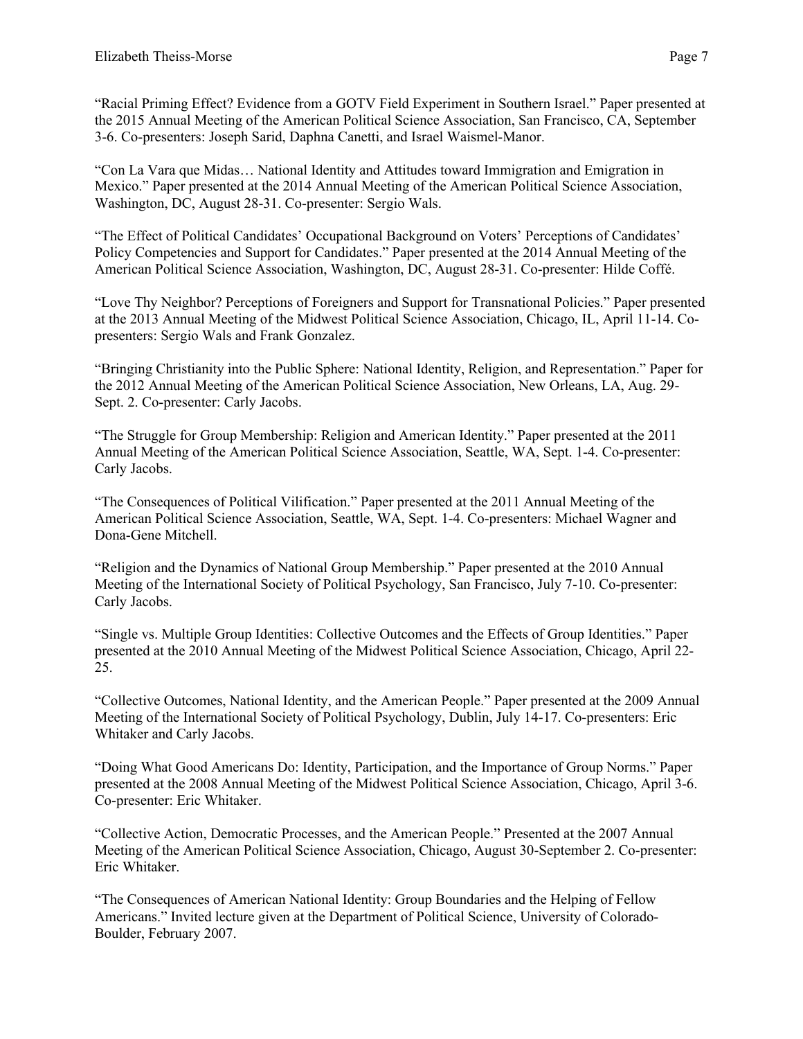"Racial Priming Effect? Evidence from a GOTV Field Experiment in Southern Israel." Paper presented at the 2015 Annual Meeting of the American Political Science Association, San Francisco, CA, September 3-6. Co-presenters: Joseph Sarid, Daphna Canetti, and Israel Waismel-Manor.

"Con La Vara que Midas… National Identity and Attitudes toward Immigration and Emigration in Mexico." Paper presented at the 2014 Annual Meeting of the American Political Science Association, Washington, DC, August 28-31. Co-presenter: Sergio Wals.

"The Effect of Political Candidates' Occupational Background on Voters' Perceptions of Candidates' Policy Competencies and Support for Candidates." Paper presented at the 2014 Annual Meeting of the American Political Science Association, Washington, DC, August 28-31. Co-presenter: Hilde Coffé.

"Love Thy Neighbor? Perceptions of Foreigners and Support for Transnational Policies." Paper presented at the 2013 Annual Meeting of the Midwest Political Science Association, Chicago, IL, April 11-14. Co-presenters: Sergio Wals and Frank Gonzalez.

"Bringing Christianity into the Public Sphere: National Identity, Religion, and Representation." Paper for the 2012 Annual Meeting of the American Political Science Association, New Orleans, LA, Aug. 29-Sept. 2. Co-presenter: Carly Jacobs.

"The Struggle for Group Membership: Religion and American Identity." Paper presented at the 2011 Annual Meeting of the American Political Science Association, Seattle, WA, Sept. 1-4. Co-presenter: Carly Jacobs.

"The Consequences of Political Vilification." Paper presented at the 2011 Annual Meeting of the American Political Science Association, Seattle, WA, Sept. 1-4. Co-presenters: Michael Wagner and Dona-Gene Mitchell.

"Religion and the Dynamics of National Group Membership." Paper presented at the 2010 Annual Meeting of the International Society of Political Psychology, San Francisco, July 7-10. Co-presenter: Carly Jacobs.

"Single vs. Multiple Group Identities: Collective Outcomes and the Effects of Group Identities." Paper presented at the 2010 Annual Meeting of the Midwest Political Science Association, Chicago, April 22-25.

"Collective Outcomes, National Identity, and the American People." Paper presented at the 2009 Annual Meeting of the International Society of Political Psychology, Dublin, July 14-17. Co-presenters: Eric Whitaker and Carly Jacobs.

"Doing What Good Americans Do: Identity, Participation, and the Importance of Group Norms." Paper presented at the 2008 Annual Meeting of the Midwest Political Science Association, Chicago, April 3-6. Co-presenter: Eric Whitaker.

"Collective Action, Democratic Processes, and the American People." Presented at the 2007 Annual Meeting of the American Political Science Association, Chicago, August 30-September 2. Co-presenter: Eric Whitaker.

"The Consequences of American National Identity: Group Boundaries and the Helping of Fellow Americans." Invited lecture given at the Department of Political Science, University of Colorado-Boulder, February 2007.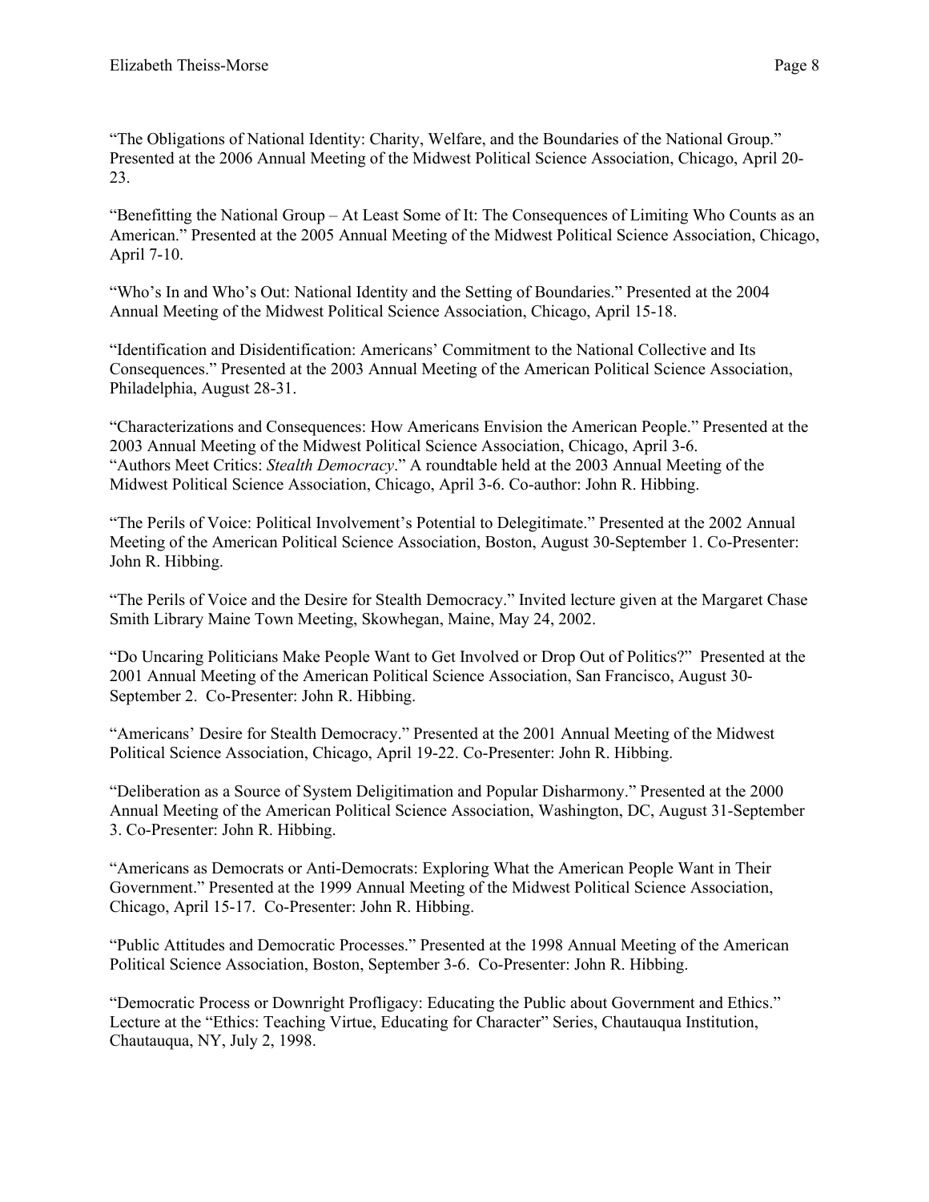"The Obligations of National Identity: Charity, Welfare, and the Boundaries of the National Group." Presented at the 2006 Annual Meeting of the Midwest Political Science Association, Chicago, April 20-23.

"Benefitting the National Group – At Least Some of It: The Consequences of Limiting Who Counts as an American." Presented at the 2005 Annual Meeting of the Midwest Political Science Association, Chicago, April 7-10.

"Who's In and Who's Out: National Identity and the Setting of Boundaries." Presented at the 2004 Annual Meeting of the Midwest Political Science Association, Chicago, April 15-18.

"Identification and Disidentification: Americans' Commitment to the National Collective and Its Consequences." Presented at the 2003 Annual Meeting of the American Political Science Association, Philadelphia, August 28-31.

"Characterizations and Consequences: How Americans Envision the American People." Presented at the 2003 Annual Meeting of the Midwest Political Science Association, Chicago, April 3-6.

"Authors Meet Critics: *Stealth Democracy*." A roundtable held at the 2003 Annual Meeting of the Midwest Political Science Association, Chicago, April 3-6. Co-author: John R. Hibbing.

"The Perils of Voice: Political Involvement's Potential to Delegitimate." Presented at the 2002 Annual Meeting of the American Political Science Association, Boston, August 30-September 1. Co-Presenter: John R. Hibbing.

"The Perils of Voice and the Desire for Stealth Democracy." Invited lecture given at the Margaret Chase Smith Library Maine Town Meeting, Skowhegan, Maine, May 24, 2002.

"Do Uncaring Politicians Make People Want to Get Involved or Drop Out of Politics?" Presented at the 2001 Annual Meeting of the American Political Science Association, San Francisco, August 30-September 2. Co-Presenter: John R. Hibbing.

"Americans' Desire for Stealth Democracy." Presented at the 2001 Annual Meeting of the Midwest Political Science Association, Chicago, April 19-22. Co-Presenter: John R. Hibbing.

"Deliberation as a Source of System Deligitimation and Popular Disharmony." Presented at the 2000 Annual Meeting of the American Political Science Association, Washington, DC, August 31-September 3. Co-Presenter: John R. Hibbing.

"Americans as Democrats or Anti-Democrats: Exploring What the American People Want in Their Government." Presented at the 1999 Annual Meeting of the Midwest Political Science Association, Chicago, April 15-17. Co-Presenter: John R. Hibbing.

"Public Attitudes and Democratic Processes." Presented at the 1998 Annual Meeting of the American Political Science Association, Boston, September 3-6. Co-Presenter: John R. Hibbing.

"Democratic Process or Downright Profligacy: Educating the Public about Government and Ethics." Lecture at the "Ethics: Teaching Virtue, Educating for Character" Series, Chautauqua Institution, Chautauqua, NY, July 2, 1998.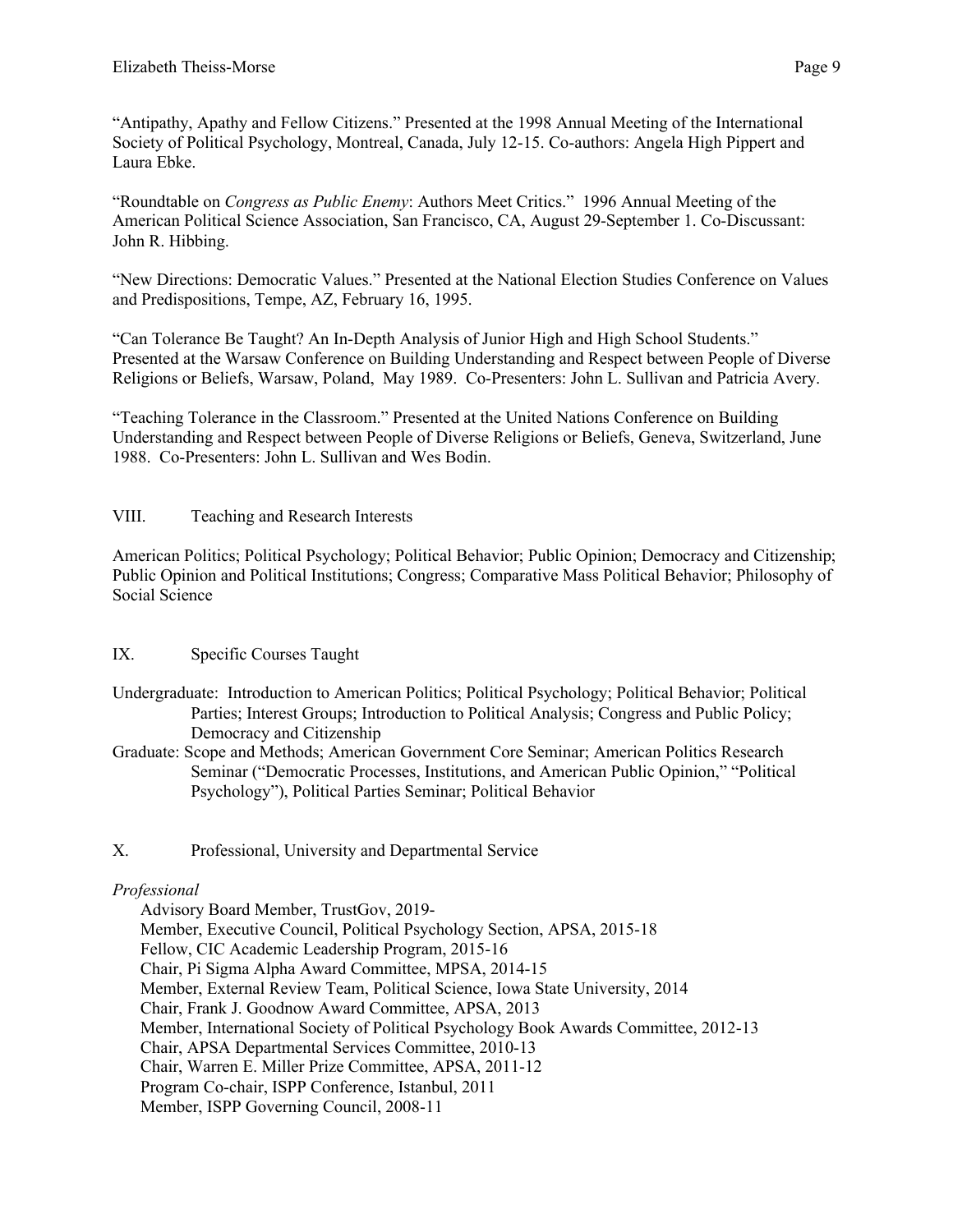"Antipathy, Apathy and Fellow Citizens." Presented at the 1998 Annual Meeting of the International Society of Political Psychology, Montreal, Canada, July 12-15. Co-authors: Angela High Pippert and Laura Ebke.

"Roundtable on *Congress as Public Enemy*: Authors Meet Critics." 1996 Annual Meeting of the American Political Science Association, San Francisco, CA, August 29-September 1. Co-Discussant: John R. Hibbing.

"New Directions: Democratic Values." Presented at the National Election Studies Conference on Values and Predispositions, Tempe, AZ, February 16, 1995.

"Can Tolerance Be Taught? An In-Depth Analysis of Junior High and High School Students." Presented at the Warsaw Conference on Building Understanding and Respect between People of Diverse Religions or Beliefs, Warsaw, Poland, May 1989. Co-Presenters: John L. Sullivan and Patricia Avery.

"Teaching Tolerance in the Classroom." Presented at the United Nations Conference on Building Understanding and Respect between People of Diverse Religions or Beliefs, Geneva, Switzerland, June 1988. Co-Presenters: John L. Sullivan and Wes Bodin.

## VIII. Teaching and Research Interests

American Politics; Political Psychology; Political Behavior; Public Opinion; Democracy and Citizenship; Public Opinion and Political Institutions; Congress; Comparative Mass Political Behavior; Philosophy of Social Science

## IX. Specific Courses Taught

Undergraduate: Introduction to American Politics; Political Psychology; Political Behavior; Political Parties; Interest Groups; Introduction to Political Analysis; Congress and Public Policy; Democracy and Citizenship

Graduate: Scope and Methods; American Government Core Seminar; American Politics Research Seminar ("Democratic Processes, Institutions, and American Public Opinion," "Political Psychology"), Political Parties Seminar; Political Behavior

## X. Professional, University and Departmental Service

*Professional*

- Advisory Board Member, TrustGov, 2019-
- Member, Executive Council, Political Psychology Section, APSA, 2015-18
- Fellow, CIC Academic Leadership Program, 2015-16
- Chair, Pi Sigma Alpha Award Committee, MPSA, 2014-15
- Member, External Review Team, Political Science, Iowa State University, 2014
- Chair, Frank J. Goodnow Award Committee, APSA, 2013
- Member, International Society of Political Psychology Book Awards Committee, 2012-13
- Chair, APSA Departmental Services Committee, 2010-13
- Chair, Warren E. Miller Prize Committee, APSA, 2011-12
- Program Co-chair, ISPP Conference, Istanbul, 2011
- Member, ISPP Governing Council, 2008-11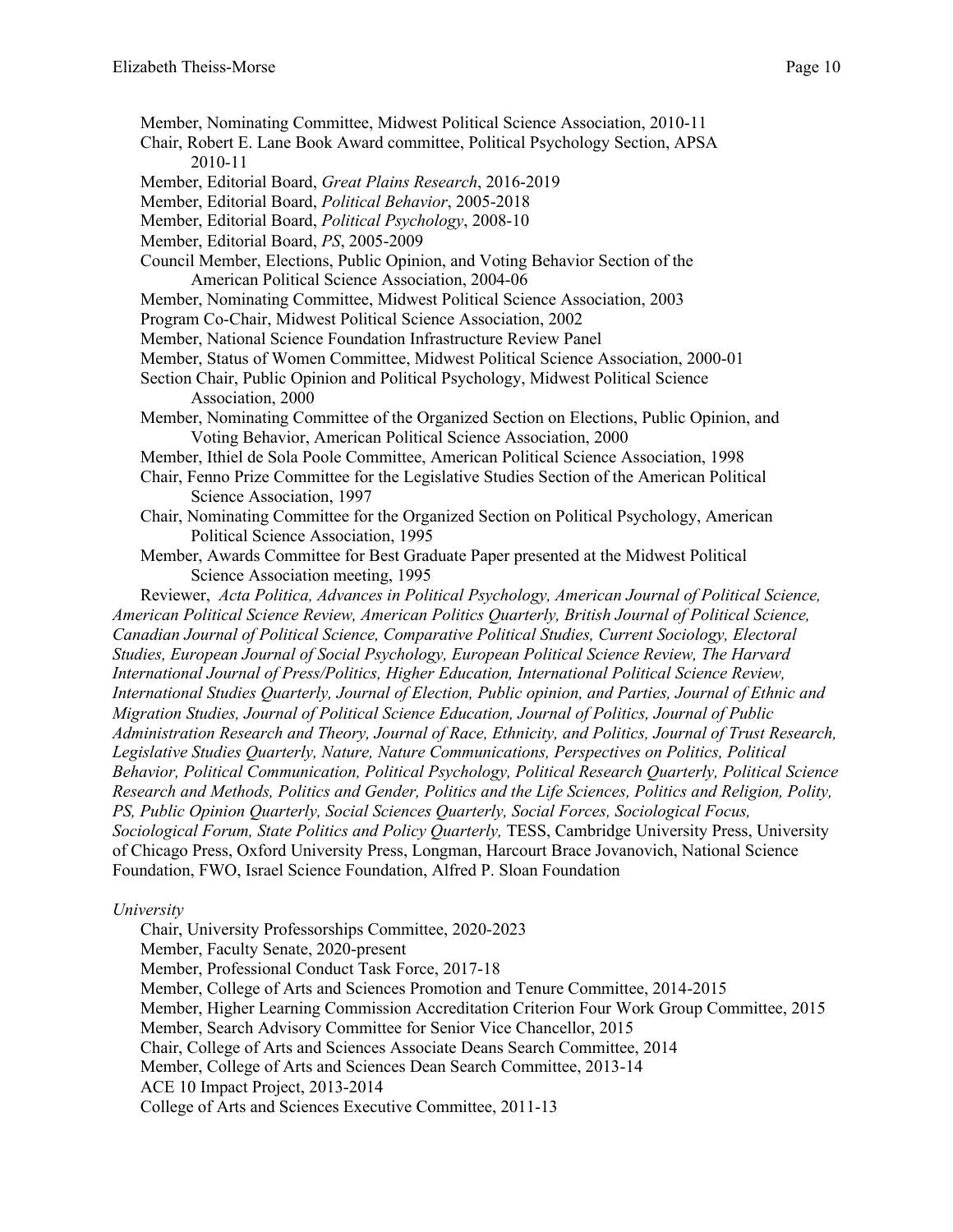Member, Nominating Committee, Midwest Political Science Association, 2010-11

Chair, Robert E. Lane Book Award committee, Political Psychology Section, APSA 2010-11

Member, Editorial Board, *Great Plains Research*, 2016-2019

Member, Editorial Board, *Political Behavior*, 2005-2018

Member, Editorial Board, *Political Psychology*, 2008-10

Member, Editorial Board, *PS*, 2005-2009

Council Member, Elections, Public Opinion, and Voting Behavior Section of the American Political Science Association, 2004-06

Member, Nominating Committee, Midwest Political Science Association, 2003

Program Co-Chair, Midwest Political Science Association, 2002

Member, National Science Foundation Infrastructure Review Panel

Member, Status of Women Committee, Midwest Political Science Association, 2000-01

Section Chair, Public Opinion and Political Psychology, Midwest Political Science Association, 2000

Member, Nominating Committee of the Organized Section on Elections, Public Opinion, and Voting Behavior, American Political Science Association, 2000

Member, Ithiel de Sola Poole Committee, American Political Science Association, 1998

Chair, Fenno Prize Committee for the Legislative Studies Section of the American Political Science Association, 1997

Chair, Nominating Committee for the Organized Section on Political Psychology, American Political Science Association, 1995

Member, Awards Committee for Best Graduate Paper presented at the Midwest Political Science Association meeting, 1995

Reviewer, *Acta Politica, Advances in Political Psychology, American Journal of Political Science, American Political Science Review, American Politics Quarterly, British Journal of Political Science, Canadian Journal of Political Science, Comparative Political Studies, Current Sociology, Electoral Studies, European Journal of Social Psychology, European Political Science Review, The Harvard International Journal of Press/Politics, Higher Education, International Political Science Review, International Studies Quarterly, Journal of Election, Public opinion, and Parties, Journal of Ethnic and Migration Studies, Journal of Political Science Education, Journal of Politics, Journal of Public Administration Research and Theory, Journal of Race, Ethnicity, and Politics, Journal of Trust Research, Legislative Studies Quarterly, Nature, Nature Communications, Perspectives on Politics, Political Behavior, Political Communication, Political Psychology, Political Research Quarterly, Political Science Research and Methods, Politics and Gender, Politics and the Life Sciences, Politics and Religion, Polity, PS, Public Opinion Quarterly, Social Sciences Quarterly, Social Forces, Sociological Focus, Sociological Forum, State Politics and Policy Quarterly,* TESS, Cambridge University Press, University of Chicago Press, Oxford University Press, Longman, Harcourt Brace Jovanovich, National Science Foundation, FWO, Israel Science Foundation, Alfred P. Sloan Foundation

*University*

Chair, University Professorships Committee, 2020-2023

Member, Faculty Senate, 2020-present

Member, Professional Conduct Task Force, 2017-18

Member, College of Arts and Sciences Promotion and Tenure Committee, 2014-2015

Member, Higher Learning Commission Accreditation Criterion Four Work Group Committee, 2015

Member, Search Advisory Committee for Senior Vice Chancellor, 2015

Chair, College of Arts and Sciences Associate Deans Search Committee, 2014

Member, College of Arts and Sciences Dean Search Committee, 2013-14

ACE 10 Impact Project, 2013-2014

College of Arts and Sciences Executive Committee, 2011-13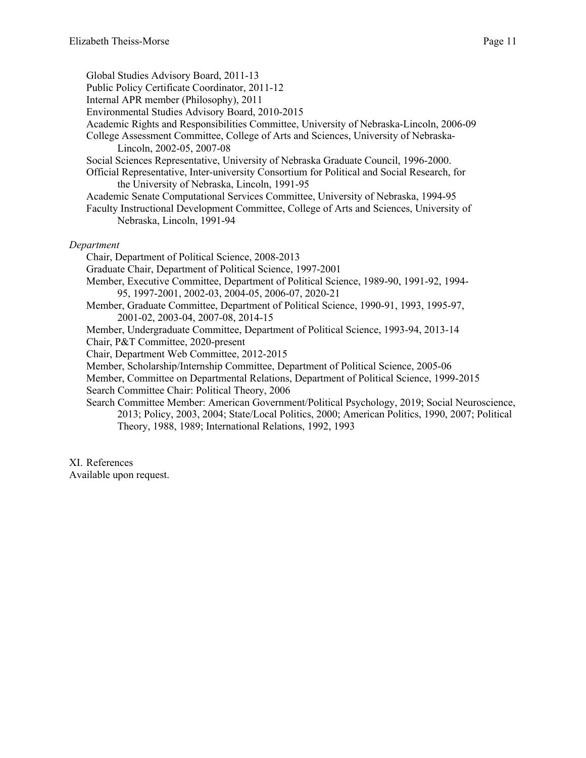Global Studies Advisory Board, 2011-13
Public Policy Certificate Coordinator, 2011-12
Internal APR member (Philosophy), 2011
Environmental Studies Advisory Board, 2010-2015
Academic Rights and Responsibilities Committee, University of Nebraska-Lincoln, 2006-09
College Assessment Committee, College of Arts and Sciences, University of Nebraska-Lincoln, 2002-05, 2007-08
Social Sciences Representative, University of Nebraska Graduate Council, 1996-2000.
Official Representative, Inter-university Consortium for Political and Social Research, for the University of Nebraska, Lincoln, 1991-95
Academic Senate Computational Services Committee, University of Nebraska, 1994-95
Faculty Instructional Development Committee, College of Arts and Sciences, University of Nebraska, Lincoln, 1991-94

*Department*

Chair, Department of Political Science, 2008-2013
Graduate Chair, Department of Political Science, 1997-2001
Member, Executive Committee, Department of Political Science, 1989-90, 1991-92, 1994-95, 1997-2001, 2002-03, 2004-05, 2006-07, 2020-21
Member, Graduate Committee, Department of Political Science, 1990-91, 1993, 1995-97, 2001-02, 2003-04, 2007-08, 2014-15
Member, Undergraduate Committee, Department of Political Science, 1993-94, 2013-14
Chair, P&T Committee, 2020-present
Chair, Department Web Committee, 2012-2015
Member, Scholarship/Internship Committee, Department of Political Science, 2005-06
Member, Committee on Departmental Relations, Department of Political Science, 1999-2015
Search Committee Chair: Political Theory, 2006
Search Committee Member: American Government/Political Psychology, 2019; Social Neuroscience, 2013; Policy, 2003, 2004; State/Local Politics, 2000; American Politics, 1990, 2007; Political Theory, 1988, 1989; International Relations, 1992, 1993

XI. References

Available upon request.